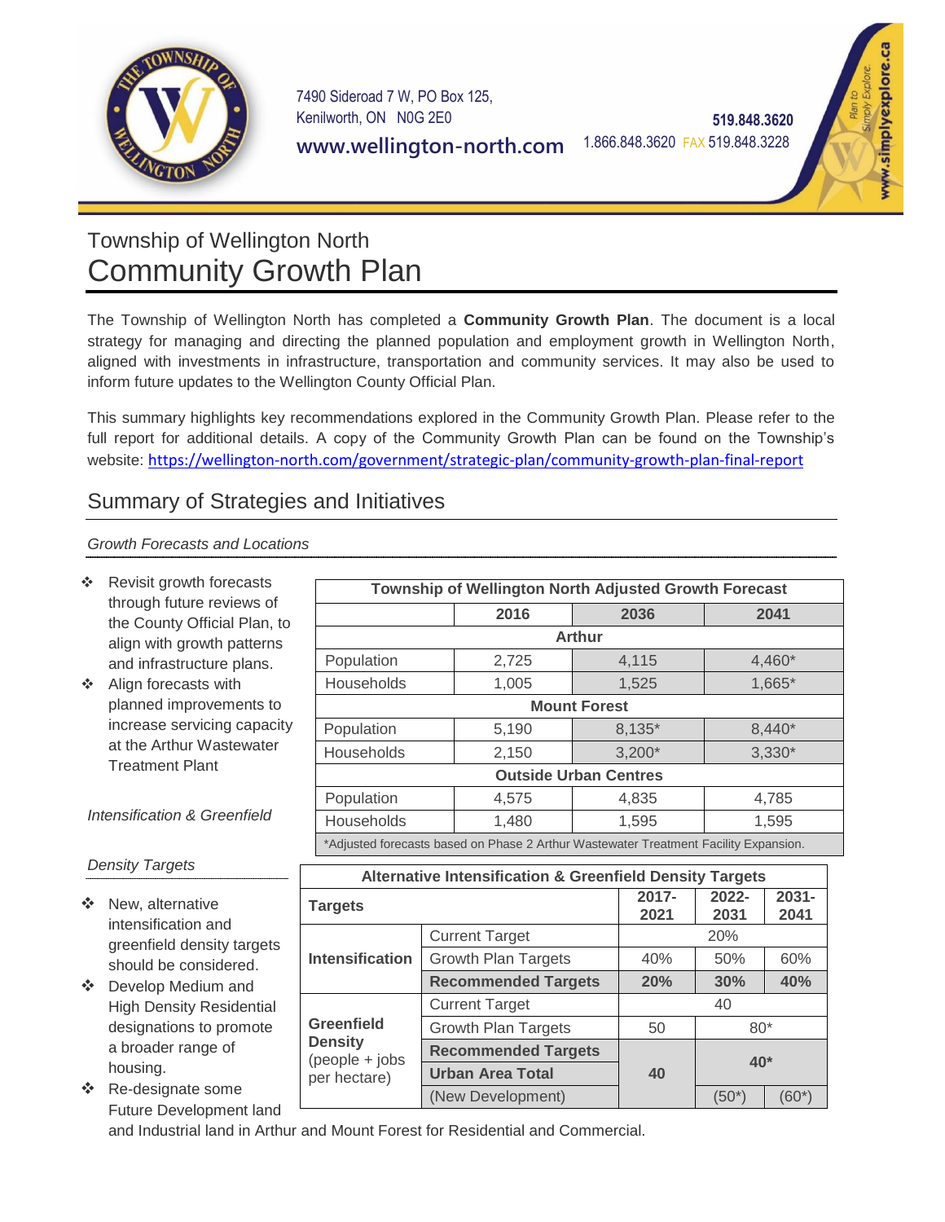7490 Sideroad 7 W, PO Box 125,
Kenilworth, ON N0G 2E0
www.wellington-north.com

519.848.3620
1.866.848.3620 FAX 519.848.3228

# Township of Wellington North
# Community Growth Plan

The Township of Wellington North has completed a **Community Growth Plan**. The document is a local strategy for managing and directing the planned population and employment growth in Wellington North, aligned with investments in infrastructure, transportation and community services. It may also be used to inform future updates to the Wellington County Official Plan.

This summary highlights key recommendations explored in the Community Growth Plan. Please refer to the full report for additional details. A copy of the Community Growth Plan can be found on the Township's website: https://wellington-north.com/government/strategic-plan/community-growth-plan-final-report

## Summary of Strategies and Initiatives

### *Growth Forecasts and Locations*

- Revisit growth forecasts through future reviews of the County Official Plan, to align with growth patterns and infrastructure plans.
- Align forecasts with planned improvements to increase servicing capacity at the Arthur Wastewater Treatment Plant

| Township of Wellington North Adjusted Growth Forecast | | | |
|---|---|---|---|
| | 2016 | 2036 | 2041 |
| **Arthur** | | | |
| Population | 2,725 | 4,115 | 4,460* |
| Households | 1,005 | 1,525 | 1,665* |
| **Mount Forest** | | | |
| Population | 5,190 | 8,135* | 8,440* |
| Households | 2,150 | 3,200* | 3,330* |
| **Outside Urban Centres** | | | |
| Population | 4,575 | 4,835 | 4,785 |
| Households | 1,480 | 1,595 | 1,595 |

*Adjusted forecasts based on Phase 2 Arthur Wastewater Treatment Facility Expansion.

### *Intensification & Greenfield*

#### *Density Targets*

- New, alternative intensification and greenfield density targets should be considered.
- Develop Medium and High Density Residential designations to promote a broader range of housing.
- Re-designate some Future Development land and Industrial land in Arthur and Mount Forest for Residential and Commercial.

| Alternative Intensification & Greenfield Density Targets | | | | |
|---|---|---|---|---|
| **Targets** | | **2017-2021** | **2022-2031** | **2031-2041** |
| **Intensification** | Current Target | 20% | | |
| | Growth Plan Targets | 40% | 50% | 60% |
| | **Recommended Targets** | **20%** | **30%** | **40%** |
| **Greenfield Density** (people + jobs per hectare) | Current Target | 40 | | |
| | Growth Plan Targets | 50 | 80* | |
| | **Recommended Targets** **Urban Area Total** | **40** | **40*** | |
| | (New Development) | | (50*) | (60*) |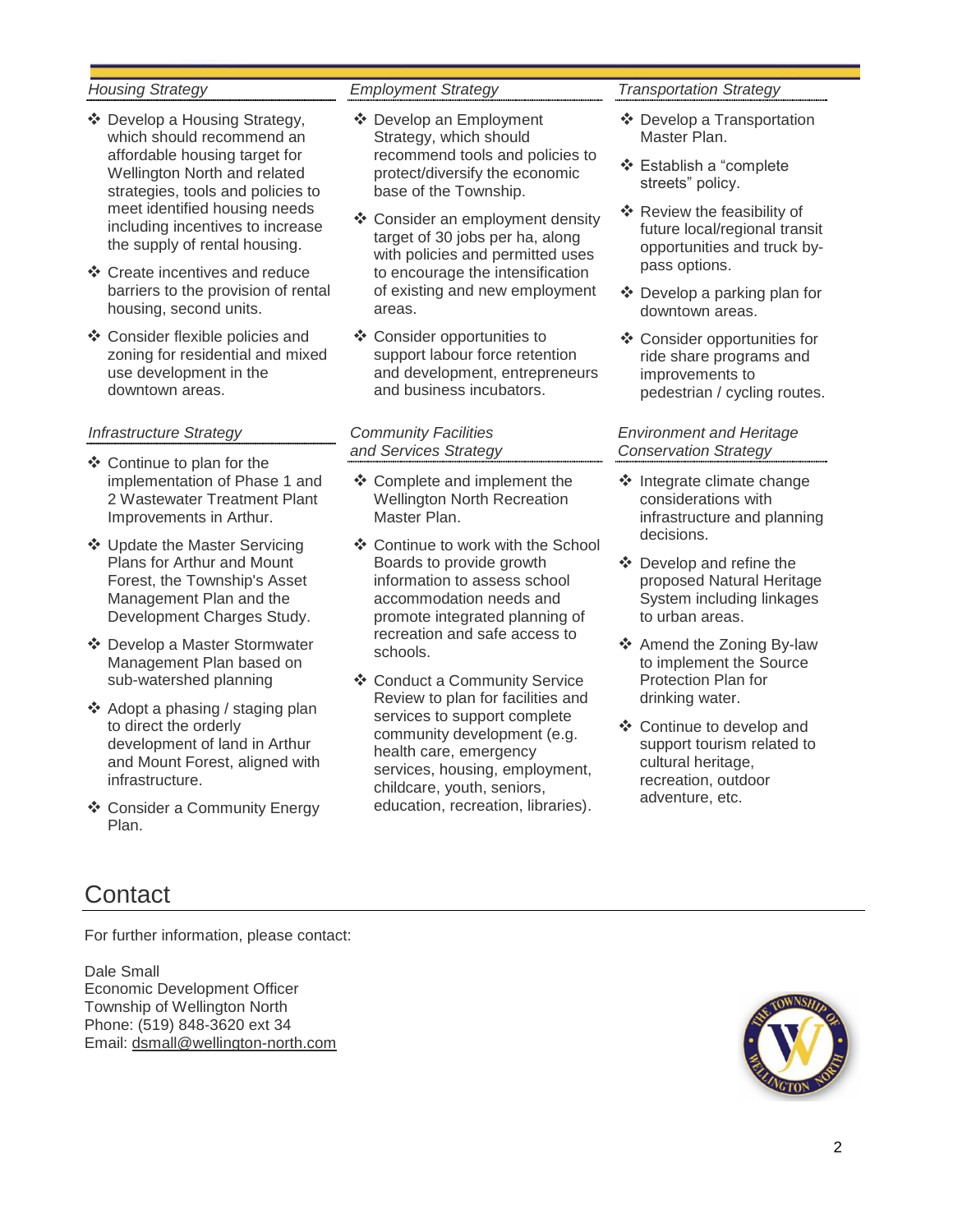*Housing Strategy*

- Develop a Housing Strategy, which should recommend an affordable housing target for Wellington North and related strategies, tools and policies to meet identified housing needs including incentives to increase the supply of rental housing.
- Create incentives and reduce barriers to the provision of rental housing, second units.
- Consider flexible policies and zoning for residential and mixed use development in the downtown areas.

*Employment Strategy*

- Develop an Employment Strategy, which should recommend tools and policies to protect/diversify the economic base of the Township.
- Consider an employment density target of 30 jobs per ha, along with policies and permitted uses to encourage the intensification of existing and new employment areas.
- Consider opportunities to support labour force retention and development, entrepreneurs and business incubators.

*Transportation Strategy*

- Develop a Transportation Master Plan.
- Establish a "complete streets" policy.
- Review the feasibility of future local/regional transit opportunities and truck by-pass options.
- Develop a parking plan for downtown areas.
- Consider opportunities for ride share programs and improvements to pedestrian / cycling routes.

*Infrastructure Strategy*

- Continue to plan for the implementation of Phase 1 and 2 Wastewater Treatment Plant Improvements in Arthur.
- Update the Master Servicing Plans for Arthur and Mount Forest, the Township's Asset Management Plan and the Development Charges Study.
- Develop a Master Stormwater Management Plan based on sub-watershed planning
- Adopt a phasing / staging plan to direct the orderly development of land in Arthur and Mount Forest, aligned with infrastructure.
- Consider a Community Energy Plan.

*Community Facilities and Services Strategy*

- Complete and implement the Wellington North Recreation Master Plan.
- Continue to work with the School Boards to provide growth information to assess school accommodation needs and promote integrated planning of recreation and safe access to schools.
- Conduct a Community Service Review to plan for facilities and services to support complete community development (e.g. health care, emergency services, housing, employment, childcare, youth, seniors, education, recreation, libraries).

*Environment and Heritage Conservation Strategy*

- Integrate climate change considerations with infrastructure and planning decisions.
- Develop and refine the proposed Natural Heritage System including linkages to urban areas.
- Amend the Zoning By-law to implement the Source Protection Plan for drinking water.
- Continue to develop and support tourism related to cultural heritage, recreation, outdoor adventure, etc.

## Contact

For further information, please contact:

Dale Small
Economic Development Officer
Township of Wellington North
Phone: (519) 848-3620 ext 34
Email: dsmall@wellington-north.com